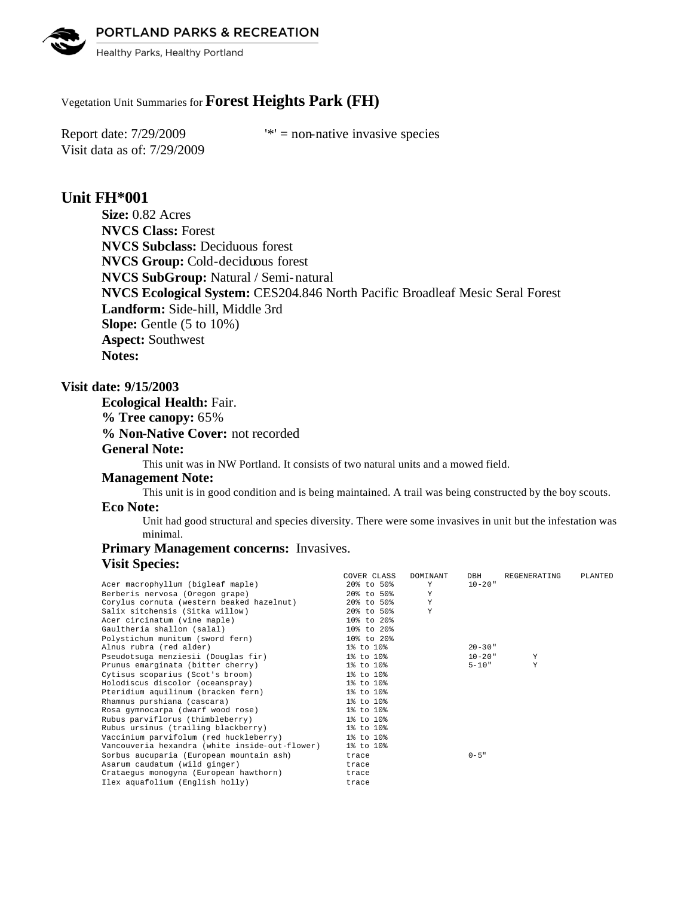Vegetation Unit Summaries for **Forest Heights Park (FH)**

Report date: 7/29/2009 '*' = non-native invasive species
Visit data as of: 7/29/2009

## Unit FH*001

**Size:** 0.82 Acres
**NVCS Class:** Forest
**NVCS Subclass:** Deciduous forest
**NVCS Group:** Cold-deciduous forest
**NVCS SubGroup:** Natural / Semi-natural
**NVCS Ecological System:** CES204.846 North Pacific Broadleaf Mesic Seral Forest
**Landform:** Side-hill, Middle 3rd
**Slope:** Gentle (5 to 10%)
**Aspect:** Southwest
**Notes:**

### Visit date: 9/15/2003

**Ecological Health:** Fair.
**% Tree canopy:** 65%
**% Non-Native Cover:** not recorded

**General Note:**

This unit was in NW Portland. It consists of two natural units and a mowed field.

**Management Note:**

This unit is in good condition and is being maintained. A trail was being constructed by the boy scouts.

**Eco Note:**

Unit had good structural and species diversity. There were some invasives in unit but the infestation was minimal.

**Primary Management concerns:** Invasives.

**Visit Species:**

| | COVER CLASS | DOMINANT | DBH | REGENERATING | PLANTED |
|---|---|---|---|---|---|
| Acer macrophyllum (bigleaf maple) | 20% to 50% | Y | 10-20" | | |
| Berberis nervosa (Oregon grape) | 20% to 50% | Y | | | |
| Corylus cornuta (western beaked hazelnut) | 20% to 50% | Y | | | |
| Salix sitchensis (Sitka willow) | 20% to 50% | Y | | | |
| Acer circinatum (vine maple) | 10% to 20% | | | | |
| Gaultheria shallon (salal) | 10% to 20% | | | | |
| Polystichum munitum (sword fern) | 10% to 20% | | | | |
| Alnus rubra (red alder) | 1% to 10% | | 20-30" | | |
| Pseudotsuga menziesii (Douglas fir) | 1% to 10% | | 10-20" | Y | |
| Prunus emarginata (bitter cherry) | 1% to 10% | | 5-10" | Y | |
| Cytisus scoparius (Scot's broom) | 1% to 10% | | | | |
| Holodiscus discolor (oceanspray) | 1% to 10% | | | | |
| Pteridium aquilinum (bracken fern) | 1% to 10% | | | | |
| Rhamnus purshiana (cascara) | 1% to 10% | | | | |
| Rosa gymnocarpa (dwarf wood rose) | 1% to 10% | | | | |
| Rubus parviflorus (thimbleberry) | 1% to 10% | | | | |
| Rubus ursinus (trailing blackberry) | 1% to 10% | | | | |
| Vaccinium parvifolum (red huckleberry) | 1% to 10% | | | | |
| Vancouveria hexandra (white inside-out-flower) | 1% to 10% | | | | |
| Sorbus aucuparia (European mountain ash) | trace | | 0-5" | | |
| Asarum caudatum (wild ginger) | trace | | | | |
| Crataegus monogyna (European hawthorn) | trace | | | | |
| Ilex aquafolium (English holly) | trace | | | | |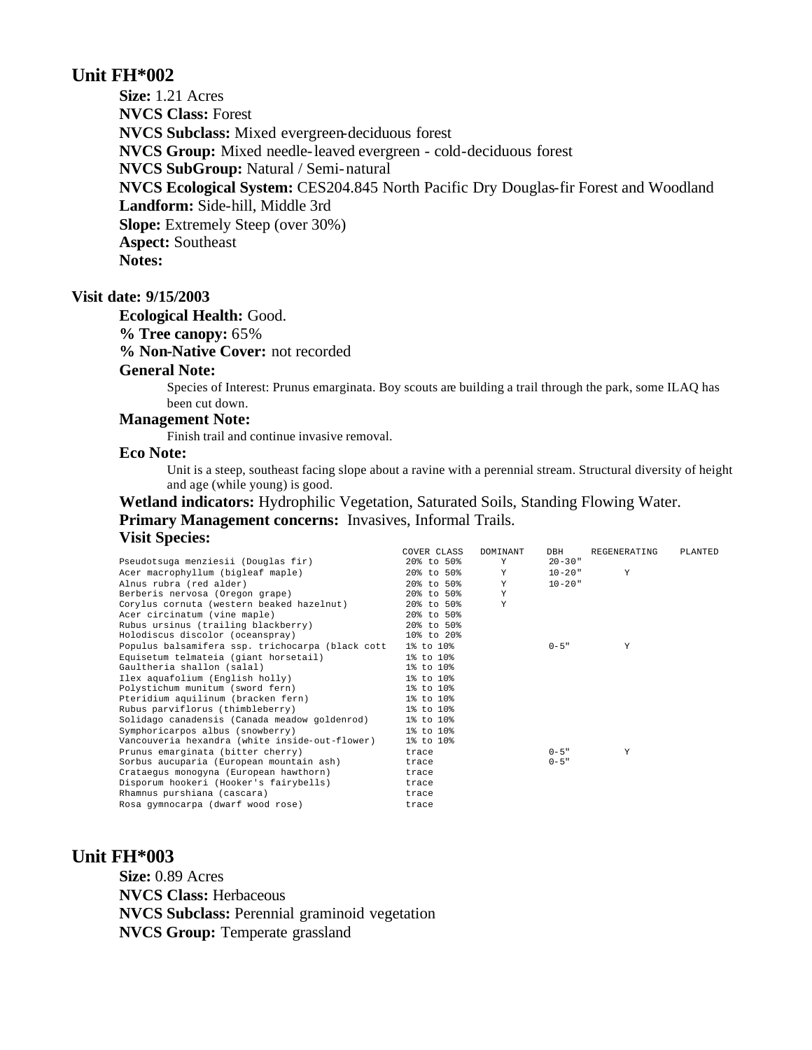## Unit FH*002

**Size:** 1.21 Acres
**NVCS Class:** Forest
**NVCS Subclass:** Mixed evergreen-deciduous forest
**NVCS Group:** Mixed needle-leaved evergreen - cold-deciduous forest
**NVCS SubGroup:** Natural / Semi-natural
**NVCS Ecological System:** CES204.845 North Pacific Dry Douglas-fir Forest and Woodland
**Landform:** Side-hill, Middle 3rd
**Slope:** Extremely Steep (over 30%)
**Aspect:** Southeast
**Notes:**

### Visit date: 9/15/2003

**Ecological Health:** Good.
**% Tree canopy:** 65%
**% Non-Native Cover:** not recorded

**General Note:**

Species of Interest: Prunus emarginata. Boy scouts are building a trail through the park, some ILAQ has been cut down.

**Management Note:**

Finish trail and continue invasive removal.

**Eco Note:**

Unit is a steep, southeast facing slope about a ravine with a perennial stream. Structural diversity of height and age (while young) is good.

**Wetland indicators:** Hydrophilic Vegetation, Saturated Soils, Standing Flowing Water.
**Primary Management concerns:** Invasives, Informal Trails.
**Visit Species:**

| | COVER CLASS | DOMINANT | DBH | REGENERATING | PLANTED |
|---|---|---|---|---|---|
| Pseudotsuga menziesii (Douglas fir) | 20% to 50% | Y | 20-30" | | |
| Acer macrophyllum (bigleaf maple) | 20% to 50% | Y | 10-20" | Y | |
| Alnus rubra (red alder) | 20% to 50% | Y | 10-20" | | |
| Berberis nervosa (Oregon grape) | 20% to 50% | Y | | | |
| Corylus cornuta (western beaked hazelnut) | 20% to 50% | Y | | | |
| Acer circinatum (vine maple) | 20% to 50% | | | | |
| Rubus ursinus (trailing blackberry) | 20% to 50% | | | | |
| Holodiscus discolor (oceanspray) | 10% to 20% | | | | |
| Populus balsamifera ssp. trichocarpa (black cott | 1% to 10% | | 0-5" | Y | |
| Equisetum telmateia (giant horsetail) | 1% to 10% | | | | |
| Gaultheria shallon (salal) | 1% to 10% | | | | |
| Ilex aquafolium (English holly) | 1% to 10% | | | | |
| Polystichum munitum (sword fern) | 1% to 10% | | | | |
| Pteridium aquilinum (bracken fern) | 1% to 10% | | | | |
| Rubus parviflorus (thimbleberry) | 1% to 10% | | | | |
| Solidago canadensis (Canada meadow goldenrod) | 1% to 10% | | | | |
| Symphoricarpos albus (snowberry) | 1% to 10% | | | | |
| Vancouveria hexandra (white inside-out-flower) | 1% to 10% | | | | |
| Prunus emarginata (bitter cherry) | trace | | 0-5" | Y | |
| Sorbus aucuparia (European mountain ash) | trace | | 0-5" | | |
| Crataegus monogyna (European hawthorn) | trace | | | | |
| Disporum hookeri (Hooker's fairybells) | trace | | | | |
| Rhamnus purshiana (cascara) | trace | | | | |
| Rosa gymnocarpa (dwarf wood rose) | trace | | | | |

## Unit FH*003

**Size:** 0.89 Acres
**NVCS Class:** Herbaceous
**NVCS Subclass:** Perennial graminoid vegetation
**NVCS Group:** Temperate grassland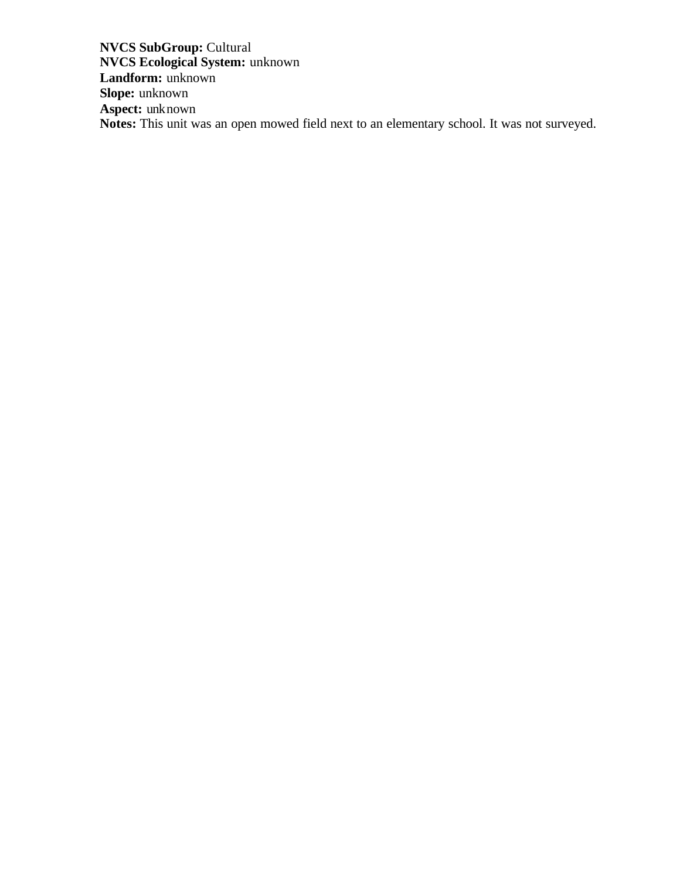**NVCS SubGroup:** Cultural
**NVCS Ecological System:** unknown
**Landform:** unknown
**Slope:** unknown
**Aspect:** unknown
**Notes:** This unit was an open mowed field next to an elementary school. It was not surveyed.